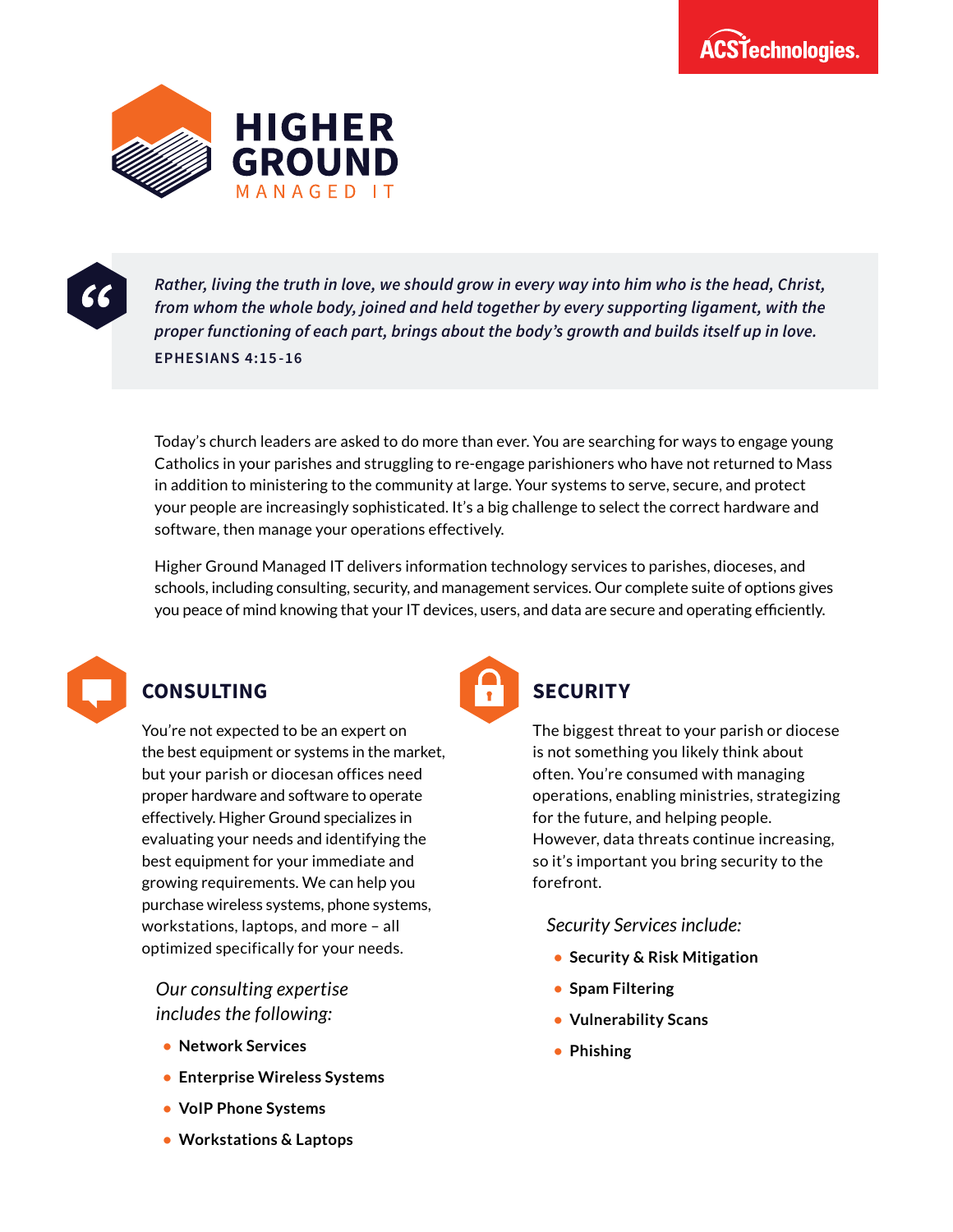ACSTechnologies.

# HIGHER GROUND

MANAGED IT

> *Rather, living the truth in love, we should grow in every way into him who is the head, Christ, from whom the whole body, joined and held together by every supporting ligament, with the proper functioning of each part, brings about the body's growth and builds itself up in love.*
>
> **EPHESIANS 4:15-16**

Today's church leaders are asked to do more than ever. You are searching for ways to engage young Catholics in your parishes and struggling to re-engage parishioners who have not returned to Mass in addition to ministering to the community at large. Your systems to serve, secure, and protect your people are increasingly sophisticated. It's a big challenge to select the correct hardware and software, then manage your operations effectively.

Higher Ground Managed IT delivers information technology services to parishes, dioceses, and schools, including consulting, security, and management services. Our complete suite of options gives you peace of mind knowing that your IT devices, users, and data are secure and operating efficiently.

## CONSULTING

You're not expected to be an expert on the best equipment or systems in the market, but your parish or diocesan offices need proper hardware and software to operate effectively. Higher Ground specializes in evaluating your needs and identifying the best equipment for your immediate and growing requirements. We can help you purchase wireless systems, phone systems, workstations, laptops, and more – all optimized specifically for your needs.

*Our consulting expertise includes the following:*

- **Network Services**
- **Enterprise Wireless Systems**
- **VoIP Phone Systems**
- **Workstations & Laptops**

## SECURITY

The biggest threat to your parish or diocese is not something you likely think about often. You're consumed with managing operations, enabling ministries, strategizing for the future, and helping people. However, data threats continue increasing, so it's important you bring security to the forefront.

*Security Services include:*

- **Security & Risk Mitigation**
- **Spam Filtering**
- **Vulnerability Scans**
- **Phishing**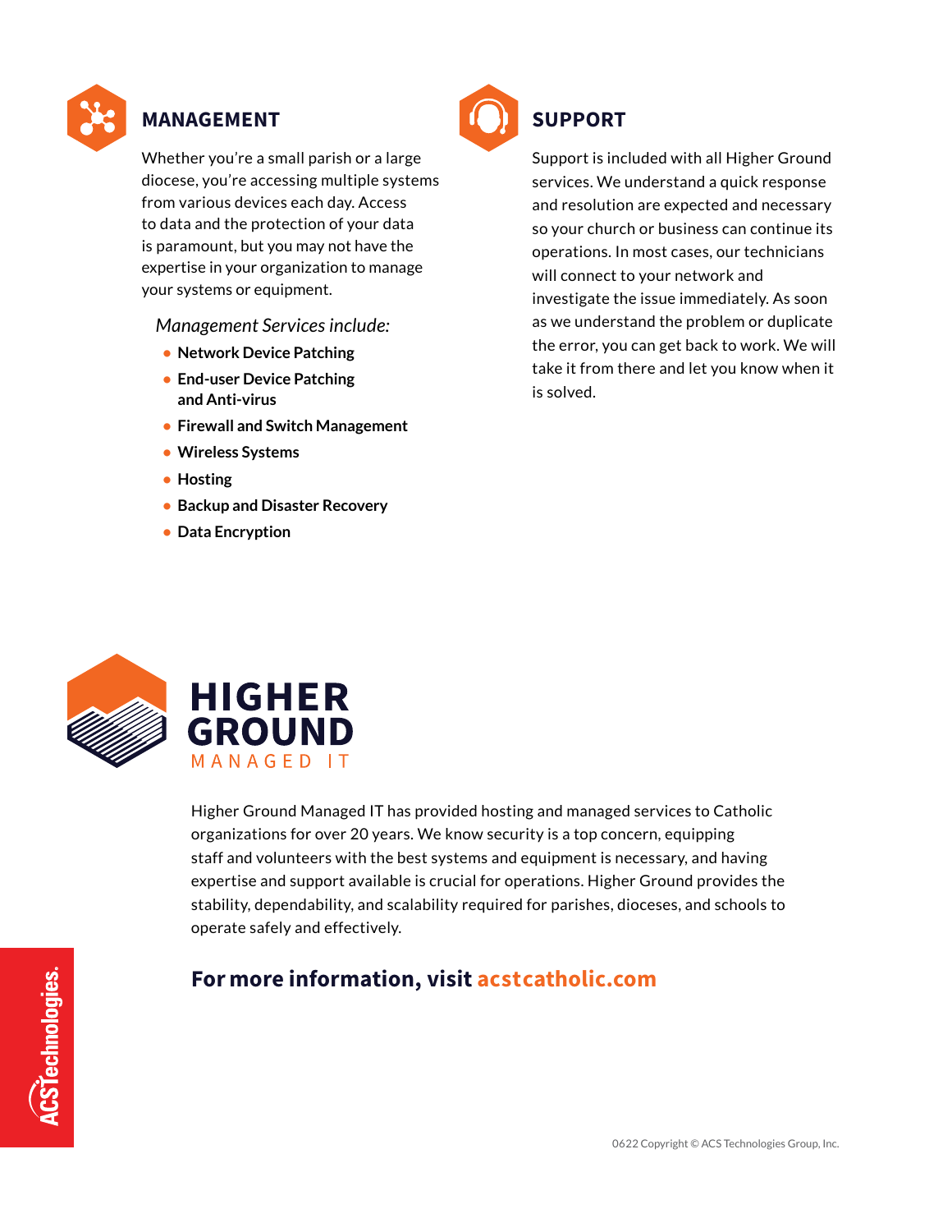## MANAGEMENT

Whether you're a small parish or a large diocese, you're accessing multiple systems from various devices each day. Access to data and the protection of your data is paramount, but you may not have the expertise in your organization to manage your systems or equipment.

*Management Services include:*

- **Network Device Patching**
- **End-user Device Patching and Anti-virus**
- **Firewall and Switch Management**
- **Wireless Systems**
- **Hosting**
- **Backup and Disaster Recovery**
- **Data Encryption**

## SUPPORT

Support is included with all Higher Ground services. We understand a quick response and resolution are expected and necessary so your church or business can continue its operations. In most cases, our technicians will connect to your network and investigate the issue immediately. As soon as we understand the problem or duplicate the error, you can get back to work. We will take it from there and let you know when it is solved.

# HIGHER GROUND

MANAGED IT

Higher Ground Managed IT has provided hosting and managed services to Catholic organizations for over 20 years. We know security is a top concern, equipping staff and volunteers with the best systems and equipment is necessary, and having expertise and support available is crucial for operations. Higher Ground provides the stability, dependability, and scalability required for parishes, dioceses, and schools to operate safely and effectively.

**For more information, visit acstcatholic.com**

ACS Technologies.

0622 Copyright © ACS Technologies Group, Inc.